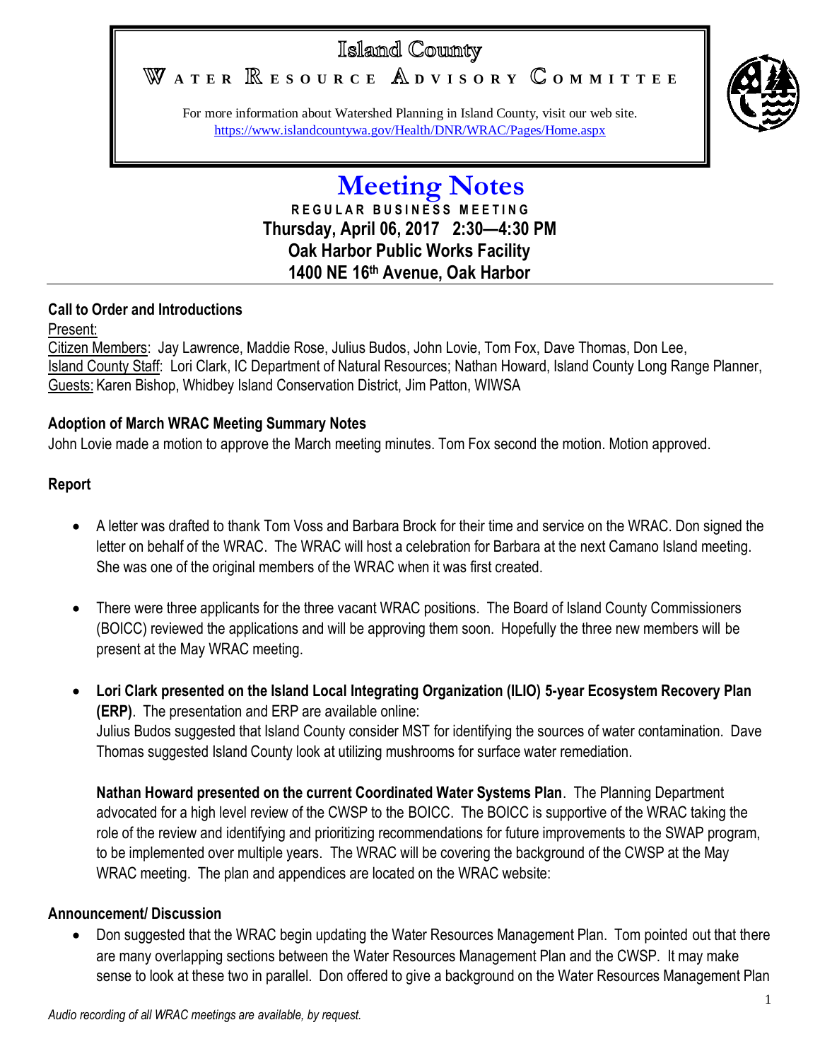# Island County

## WATER RESOURCE ADVISORY COMMITTEE

For more information about Watershed Planning in Island County, visit our web site.
https://www.islandcountywa.gov/Health/DNR/WRAC/Pages/Home.aspx

# Meeting Notes

**REGULAR BUSINESS MEETING**
**Thursday, April 06, 2017 2:30—4:30 PM**
**Oak Harbor Public Works Facility**
**1400 NE 16th Avenue, Oak Harbor**

---

### Call to Order and Introductions

Present:
Citizen Members: Jay Lawrence, Maddie Rose, Julius Budos, John Lovie, Tom Fox, Dave Thomas, Don Lee,
Island County Staff: Lori Clark, IC Department of Natural Resources; Nathan Howard, Island County Long Range Planner,
Guests: Karen Bishop, Whidbey Island Conservation District, Jim Patton, WIWSA

### Adoption of March WRAC Meeting Summary Notes

John Lovie made a motion to approve the March meeting minutes. Tom Fox second the motion. Motion approved.

### Report

- A letter was drafted to thank Tom Voss and Barbara Brock for their time and service on the WRAC. Don signed the letter on behalf of the WRAC. The WRAC will host a celebration for Barbara at the next Camano Island meeting. She was one of the original members of the WRAC when it was first created.

- There were three applicants for the three vacant WRAC positions. The Board of Island County Commissioners (BOICC) reviewed the applications and will be approving them soon. Hopefully the three new members will be present at the May WRAC meeting.

- **Lori Clark presented on the Island Local Integrating Organization (ILIO) 5-year Ecosystem Recovery Plan (ERP)**. The presentation and ERP are available online:
  Julius Budos suggested that Island County consider MST for identifying the sources of water contamination. Dave Thomas suggested Island County look at utilizing mushrooms for surface water remediation.

  **Nathan Howard presented on the current Coordinated Water Systems Plan**. The Planning Department advocated for a high level review of the CWSP to the BOICC. The BOICC is supportive of the WRAC taking the role of the review and identifying and prioritizing recommendations for future improvements to the SWAP program, to be implemented over multiple years. The WRAC will be covering the background of the CWSP at the May WRAC meeting. The plan and appendices are located on the WRAC website:

### Announcement/ Discussion

- Don suggested that the WRAC begin updating the Water Resources Management Plan. Tom pointed out that there are many overlapping sections between the Water Resources Management Plan and the CWSP. It may make sense to look at these two in parallel. Don offered to give a background on the Water Resources Management Plan

*Audio recording of all WRAC meetings are available, by request.*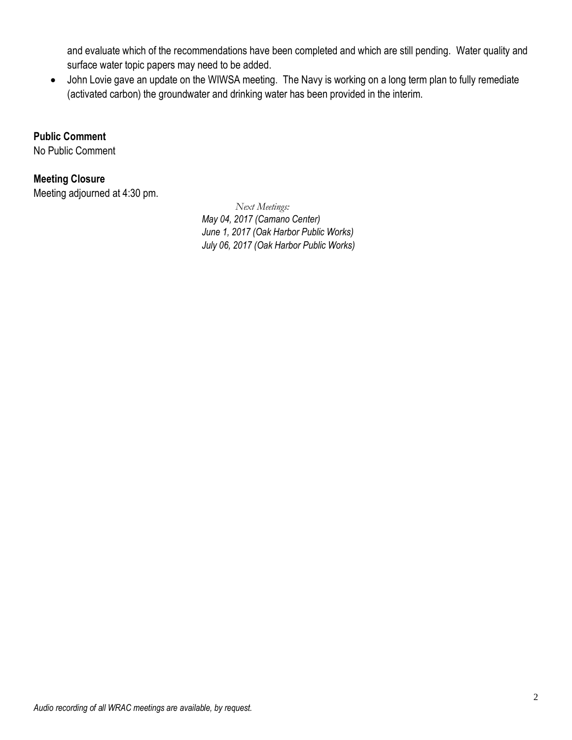and evaluate which of the recommendations have been completed and which are still pending. Water quality and surface water topic papers may need to be added.

- John Lovie gave an update on the WIWSA meeting. The Navy is working on a long term plan to fully remediate (activated carbon) the groundwater and drinking water has been provided in the interim.

**Public Comment**

No Public Comment

**Meeting Closure**

Meeting adjourned at 4:30 pm.

*Next Meetings:*
*May 04, 2017 (Camano Center)*
*June 1, 2017 (Oak Harbor Public Works)*
*July 06, 2017 (Oak Harbor Public Works)*

*Audio recording of all WRAC meetings are available, by request.*